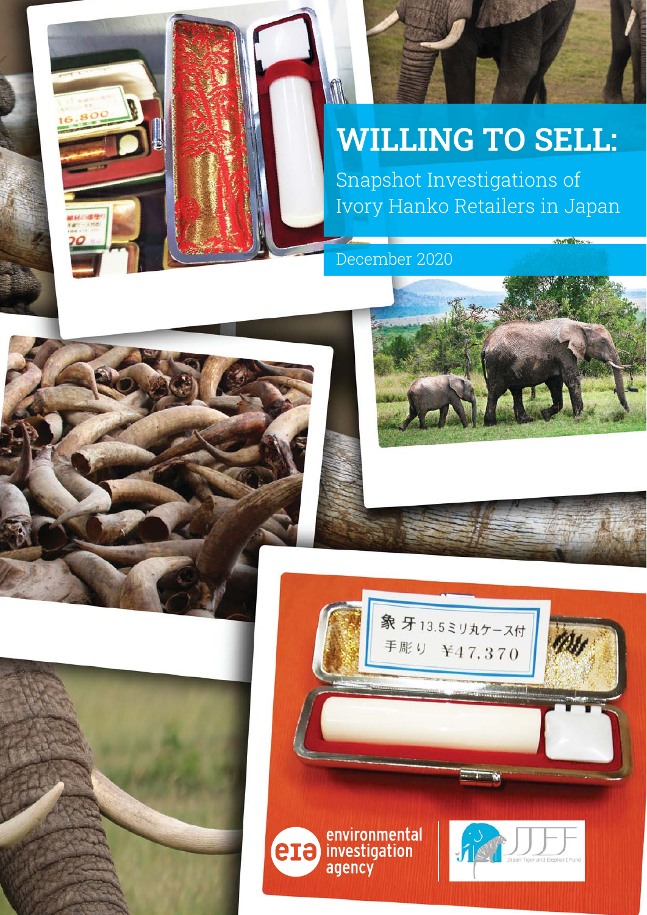# WILLING TO SELL:

## Snapshot Investigations of Ivory Hanko Retailers in Japan

December 2020

象牙 13.5ミリ丸ケース付

手彫り ¥47,370

environmental investigation agency

Japan Tiger and Elephant Fund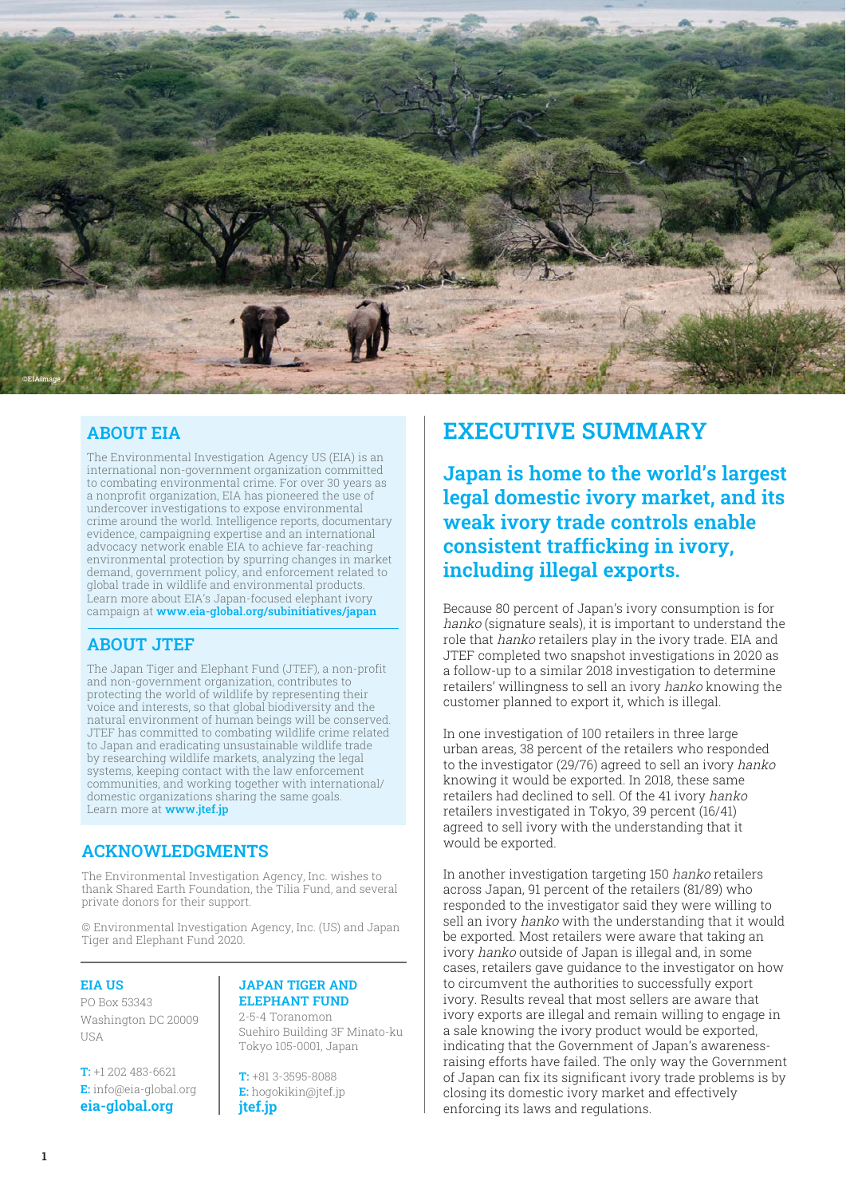©EIAimage

## ABOUT EIA

The Environmental Investigation Agency US (EIA) is an international non-government organization committed to combating environmental crime. For over 30 years as a nonprofit organization, EIA has pioneered the use of undercover investigations to expose environmental crime around the world. Intelligence reports, documentary evidence, campaigning expertise and an international advocacy network enable EIA to achieve far-reaching environmental protection by spurring changes in market demand, government policy, and enforcement related to global trade in wildlife and environmental products. Learn more about EIA's Japan-focused elephant ivory campaign at **www.eia-global.org/subinitiatives/japan**

## ABOUT JTEF

The Japan Tiger and Elephant Fund (JTEF), a non-profit and non-government organization, contributes to protecting the world of wildlife by representing their voice and interests, so that global biodiversity and the natural environment of human beings will be conserved. JTEF has committed to combating wildlife crime related to Japan and eradicating unsustainable wildlife trade by researching wildlife markets, analyzing the legal systems, keeping contact with the law enforcement communities, and working together with international/domestic organizations sharing the same goals. Learn more at **www.jtef.jp**

## ACKNOWLEDGMENTS

The Environmental Investigation Agency, Inc. wishes to thank Shared Earth Foundation, the Tilia Fund, and several private donors for their support.

© Environmental Investigation Agency, Inc. (US) and Japan Tiger and Elephant Fund 2020.

**EIA US**
PO Box 53343
Washington DC 20009
USA

**T:** +1 202 483-6621
**E:** info@eia-global.org
**eia-global.org**

**JAPAN TIGER AND ELEPHANT FUND**
2-5-4 Toranomon
Suehiro Building 3F Minato-ku
Tokyo 105-0001, Japan

**T:** +81 3-3595-8088
**E:** hogokikin@jtef.jp
**jtef.jp**

# EXECUTIVE SUMMARY

## Japan is home to the world's largest legal domestic ivory market, and its weak ivory trade controls enable consistent trafficking in ivory, including illegal exports.

Because 80 percent of Japan's ivory consumption is for *hanko* (signature seals), it is important to understand the role that *hanko* retailers play in the ivory trade. EIA and JTEF completed two snapshot investigations in 2020 as a follow-up to a similar 2018 investigation to determine retailers' willingness to sell an ivory *hanko* knowing the customer planned to export it, which is illegal.

In one investigation of 100 retailers in three large urban areas, 38 percent of the retailers who responded to the investigator (29/76) agreed to sell an ivory *hanko* knowing it would be exported. In 2018, these same retailers had declined to sell. Of the 41 ivory *hanko* retailers investigated in Tokyo, 39 percent (16/41) agreed to sell ivory with the understanding that it would be exported.

In another investigation targeting 150 *hanko* retailers across Japan, 91 percent of the retailers (81/89) who responded to the investigator said they were willing to sell an ivory *hanko* with the understanding that it would be exported. Most retailers were aware that taking an ivory *hanko* outside of Japan is illegal and, in some cases, retailers gave guidance to the investigator on how to circumvent the authorities to successfully export ivory. Results reveal that most sellers are aware that ivory exports are illegal and remain willing to engage in a sale knowing the ivory product would be exported, indicating that the Government of Japan's awareness-raising efforts have failed. The only way the Government of Japan can fix its significant ivory trade problems is by closing its domestic ivory market and effectively enforcing its laws and regulations.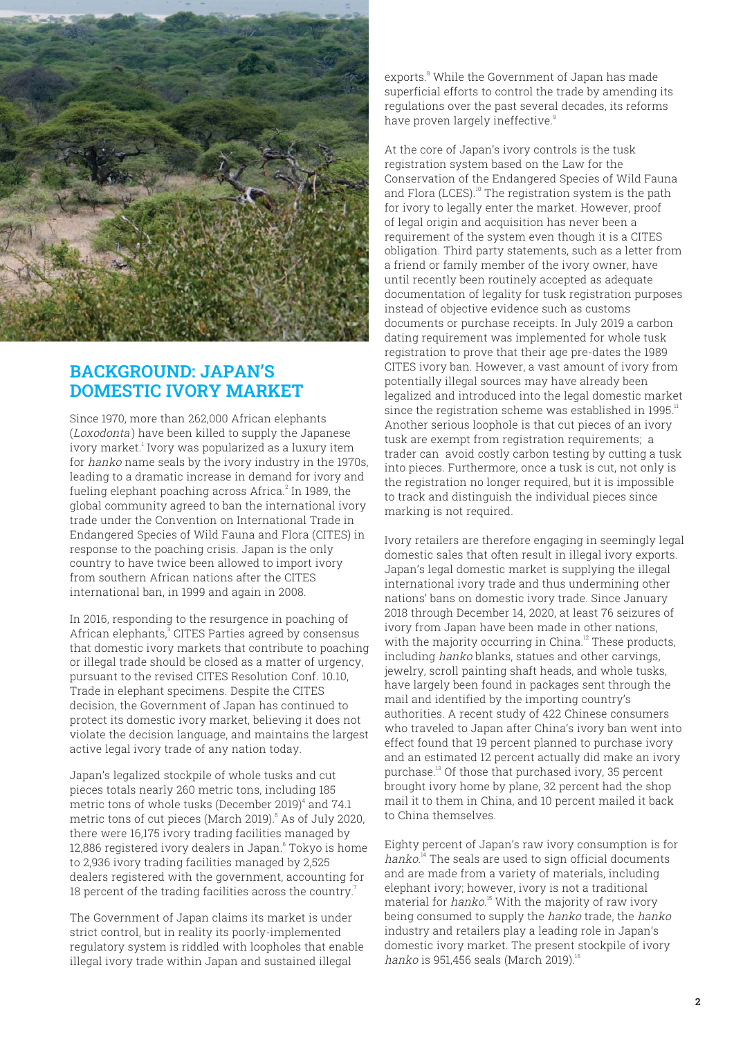## BACKGROUND: JAPAN'S DOMESTIC IVORY MARKET

Since 1970, more than 262,000 African elephants (*Loxodonta*) have been killed to supply the Japanese ivory market.[1] Ivory was popularized as a luxury item for *hanko* name seals by the ivory industry in the 1970s, leading to a dramatic increase in demand for ivory and fueling elephant poaching across Africa.[2] In 1989, the global community agreed to ban the international ivory trade under the Convention on International Trade in Endangered Species of Wild Fauna and Flora (CITES) in response to the poaching crisis. Japan is the only country to have twice been allowed to import ivory from southern African nations after the CITES international ban, in 1999 and again in 2008.

In 2016, responding to the resurgence in poaching of African elephants,[3] CITES Parties agreed by consensus that domestic ivory markets that contribute to poaching or illegal trade should be closed as a matter of urgency, pursuant to the revised CITES Resolution Conf. 10.10, Trade in elephant specimens. Despite the CITES decision, the Government of Japan has continued to protect its domestic ivory market, believing it does not violate the decision language, and maintains the largest active legal ivory trade of any nation today.

Japan's legalized stockpile of whole tusks and cut pieces totals nearly 260 metric tons, including 185 metric tons of whole tusks (December 2019)[4] and 74.1 metric tons of cut pieces (March 2019).[5] As of July 2020, there were 16,175 ivory trading facilities managed by 12,886 registered ivory dealers in Japan.[6] Tokyo is home to 2,936 ivory trading facilities managed by 2,525 dealers registered with the government, accounting for 18 percent of the trading facilities across the country.[7]

The Government of Japan claims its market is under strict control, but in reality its poorly-implemented regulatory system is riddled with loopholes that enable illegal ivory trade within Japan and sustained illegal exports.[8] While the Government of Japan has made superficial efforts to control the trade by amending its regulations over the past several decades, its reforms have proven largely ineffective.[9]

At the core of Japan's ivory controls is the tusk registration system based on the Law for the Conservation of the Endangered Species of Wild Fauna and Flora (LCES).[10] The registration system is the path for ivory to legally enter the market. However, proof of legal origin and acquisition has never been a requirement of the system even though it is a CITES obligation. Third party statements, such as a letter from a friend or family member of the ivory owner, have until recently been routinely accepted as adequate documentation of legality for tusk registration purposes instead of objective evidence such as customs documents or purchase receipts. In July 2019 a carbon dating requirement was implemented for whole tusk registration to prove that their age pre-dates the 1989 CITES ivory ban. However, a vast amount of ivory from potentially illegal sources may have already been legalized and introduced into the legal domestic market since the registration scheme was established in 1995.[11] Another serious loophole is that cut pieces of an ivory tusk are exempt from registration requirements; a trader can avoid costly carbon testing by cutting a tusk into pieces. Furthermore, once a tusk is cut, not only is the registration no longer required, but it is impossible to track and distinguish the individual pieces since marking is not required.

Ivory retailers are therefore engaging in seemingly legal domestic sales that often result in illegal ivory exports. Japan's legal domestic market is supplying the illegal international ivory trade and thus undermining other nations' bans on domestic ivory trade. Since January 2018 through December 14, 2020, at least 76 seizures of ivory from Japan have been made in other nations, with the majority occurring in China.[12] These products, including *hanko* blanks, statues and other carvings, jewelry, scroll painting shaft heads, and whole tusks, have largely been found in packages sent through the mail and identified by the importing country's authorities. A recent study of 422 Chinese consumers who traveled to Japan after China's ivory ban went into effect found that 19 percent planned to purchase ivory and an estimated 12 percent actually did make an ivory purchase.[13] Of those that purchased ivory, 35 percent brought ivory home by plane, 32 percent had the shop mail it to them in China, and 10 percent mailed it back to China themselves.

Eighty percent of Japan's raw ivory consumption is for *hanko*.[14] The seals are used to sign official documents and are made from a variety of materials, including elephant ivory; however, ivory is not a traditional material for *hanko*.[15] With the majority of raw ivory being consumed to supply the *hanko* trade, the *hanko* industry and retailers play a leading role in Japan's domestic ivory market. The present stockpile of ivory *hanko* is 951,456 seals (March 2019).[16]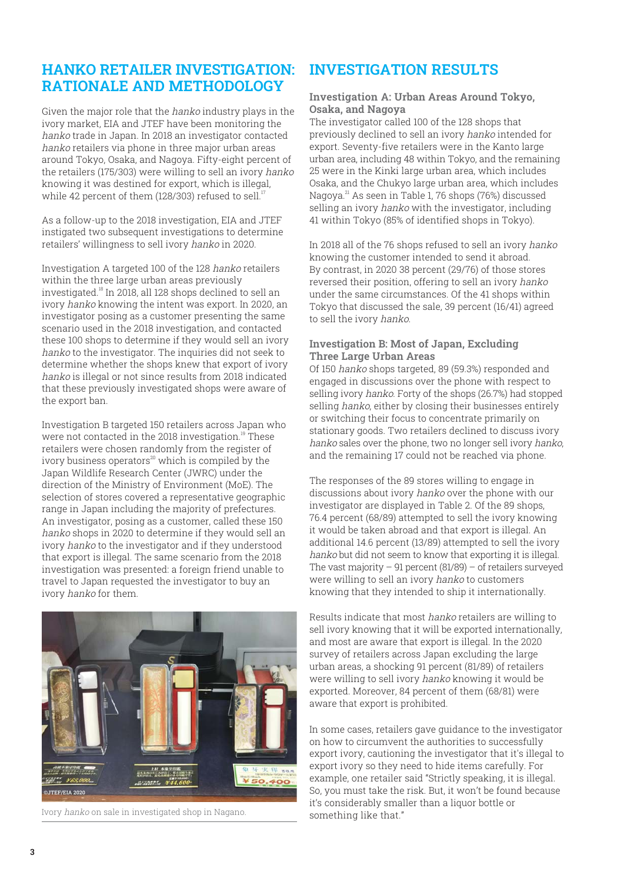## HANKO RETAILER INVESTIGATION: RATIONALE AND METHODOLOGY

Given the major role that the *hanko* industry plays in the ivory market, EIA and JTEF have been monitoring the *hanko* trade in Japan. In 2018 an investigator contacted *hanko* retailers via phone in three major urban areas around Tokyo, Osaka, and Nagoya. Fifty-eight percent of the retailers (175/303) were willing to sell an ivory *hanko* knowing it was destined for export, which is illegal, while 42 percent of them (128/303) refused to sell.[17]

As a follow-up to the 2018 investigation, EIA and JTEF instigated two subsequent investigations to determine retailers' willingness to sell ivory *hanko* in 2020.

Investigation A targeted 100 of the 128 *hanko* retailers within the three large urban areas previously investigated.[18] In 2018, all 128 shops declined to sell an ivory *hanko* knowing the intent was export. In 2020, an investigator posing as a customer presenting the same scenario used in the 2018 investigation, and contacted these 100 shops to determine if they would sell an ivory *hanko* to the investigator. The inquiries did not seek to determine whether the shops knew that export of ivory *hanko* is illegal or not since results from 2018 indicated that these previously investigated shops were aware of the export ban.

Investigation B targeted 150 retailers across Japan who were not contacted in the 2018 investigation.[19] These retailers were chosen randomly from the register of ivory business operators[20] which is compiled by the Japan Wildlife Research Center (JWRC) under the direction of the Ministry of Environment (MoE). The selection of stores covered a representative geographic range in Japan including the majority of prefectures. An investigator, posing as a customer, called these 150 *hanko* shops in 2020 to determine if they would sell an ivory *hanko* to the investigator and if they understood that export is illegal. The same scenario from the 2018 investigation was presented: a foreign friend unable to travel to Japan requested the investigator to buy an ivory *hanko* for them.

Ivory *hanko* on sale in investigated shop in Nagano.

## INVESTIGATION RESULTS

### Investigation A: Urban Areas Around Tokyo, Osaka, and Nagoya

The investigator called 100 of the 128 shops that previously declined to sell an ivory *hanko* intended for export. Seventy-five retailers were in the Kanto large urban area, including 48 within Tokyo, and the remaining 25 were in the Kinki large urban area, which includes Osaka, and the Chukyo large urban area, which includes Nagoya.[21] As seen in Table 1, 76 shops (76%) discussed selling an ivory *hanko* with the investigator, including 41 within Tokyo (85% of identified shops in Tokyo).

In 2018 all of the 76 shops refused to sell an ivory *hanko* knowing the customer intended to send it abroad. By contrast, in 2020 38 percent (29/76) of those stores reversed their position, offering to sell an ivory *hanko* under the same circumstances. Of the 41 shops within Tokyo that discussed the sale, 39 percent (16/41) agreed to sell the ivory *hanko*.

### Investigation B: Most of Japan, Excluding Three Large Urban Areas

Of 150 *hanko* shops targeted, 89 (59.3%) responded and engaged in discussions over the phone with respect to selling ivory *hanko*. Forty of the shops (26.7%) had stopped selling *hanko*, either by closing their businesses entirely or switching their focus to concentrate primarily on stationary goods. Two retailers declined to discuss ivory *hanko* sales over the phone, two no longer sell ivory *hanko*, and the remaining 17 could not be reached via phone.

The responses of the 89 stores willing to engage in discussions about ivory *hanko* over the phone with our investigator are displayed in Table 2. Of the 89 shops, 76.4 percent (68/89) attempted to sell the ivory knowing it would be taken abroad and that export is illegal. An additional 14.6 percent (13/89) attempted to sell the ivory *hanko* but did not seem to know that exporting it is illegal. The vast majority – 91 percent (81/89) – of retailers surveyed were willing to sell an ivory *hanko* to customers knowing that they intended to ship it internationally.

Results indicate that most *hanko* retailers are willing to sell ivory knowing that it will be exported internationally, and most are aware that export is illegal. In the 2020 survey of retailers across Japan excluding the large urban areas, a shocking 91 percent (81/89) of retailers were willing to sell ivory *hanko* knowing it would be exported. Moreover, 84 percent of them (68/81) were aware that export is prohibited.

In some cases, retailers gave guidance to the investigator on how to circumvent the authorities to successfully export ivory, cautioning the investigator that it's illegal to export ivory so they need to hide items carefully. For example, one retailer said "Strictly speaking, it is illegal. So, you must take the risk. But, it won't be found because it's considerably smaller than a liquor bottle or something like that."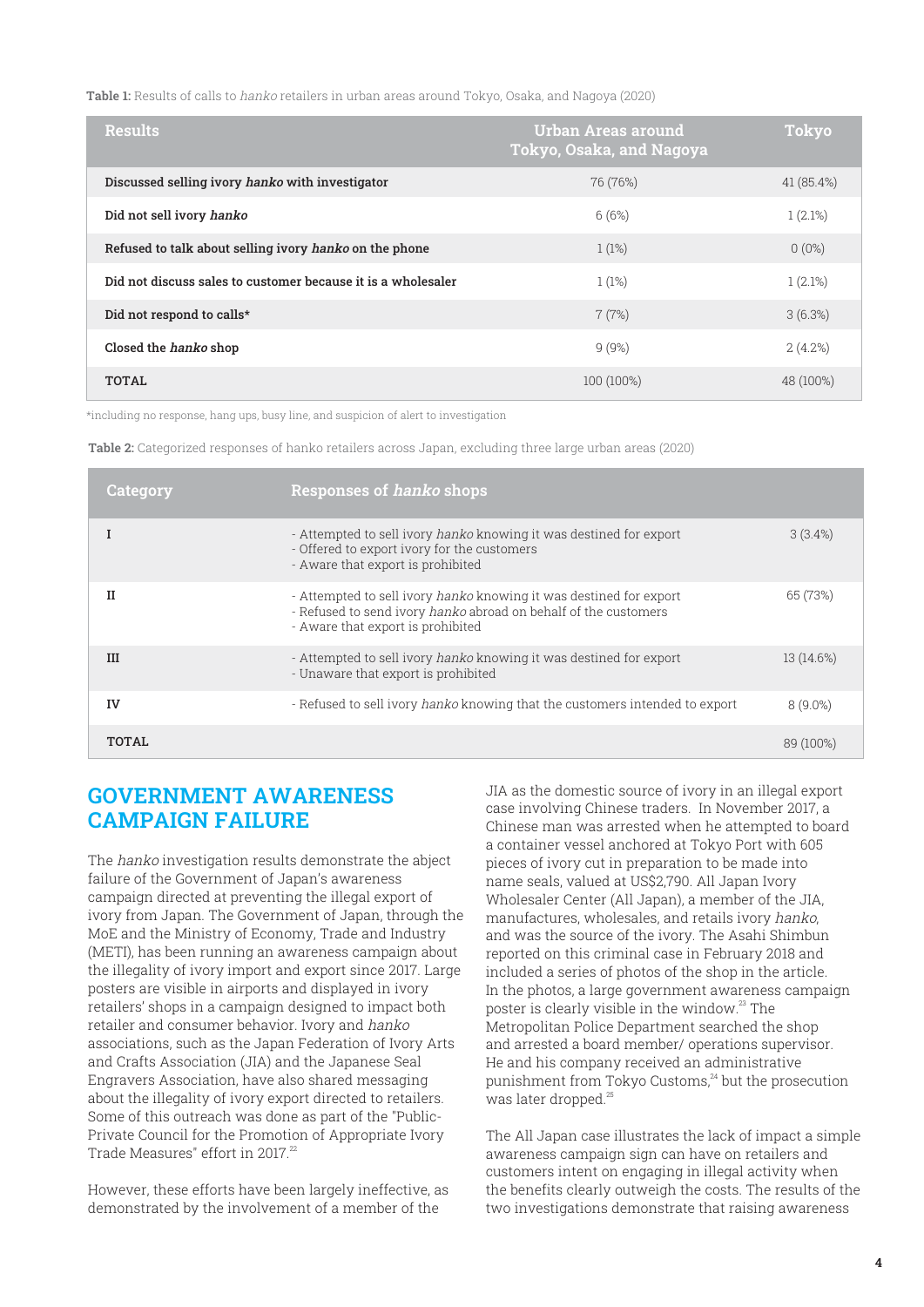**Table 1:** Results of calls to *hanko* retailers in urban areas around Tokyo, Osaka, and Nagoya (2020)

| Results | Urban Areas around Tokyo, Osaka, and Nagoya | Tokyo |
|---|---|---|
| Discussed selling ivory *hanko* with investigator | 76 (76%) | 41 (85.4%) |
| Did not sell ivory *hanko* | 6 (6%) | 1 (2.1%) |
| Refused to talk about selling ivory *hanko* on the phone | 1 (1%) | 0 (0%) |
| Did not discuss sales to customer because it is a wholesaler | 1 (1%) | 1 (2.1%) |
| Did not respond to calls* | 7 (7%) | 3 (6.3%) |
| Closed the *hanko* shop | 9 (9%) | 2 (4.2%) |
| TOTAL | 100 (100%) | 48 (100%) |

*including no response, hang ups, busy line, and suspicion of alert to investigation

**Table 2:** Categorized responses of hanko retailers across Japan, excluding three large urban areas (2020)

| Category | Responses of *hanko* shops | |
|---|---|---|
| I | - Attempted to sell ivory *hanko* knowing it was destined for export<br>- Offered to export ivory for the customers<br>- Aware that export is prohibited | 3 (3.4%) |
| II | - Attempted to sell ivory *hanko* knowing it was destined for export<br>- Refused to send ivory *hanko* abroad on behalf of the customers<br>- Aware that export is prohibited | 65 (73%) |
| III | - Attempted to sell ivory *hanko* knowing it was destined for export<br>- Unaware that export is prohibited | 13 (14.6%) |
| IV | - Refused to sell ivory *hanko* knowing that the customers intended to export | 8 (9.0%) |
| TOTAL | | 89 (100%) |

## GOVERNMENT AWARENESS CAMPAIGN FAILURE

The *hanko* investigation results demonstrate the abject failure of the Government of Japan's awareness campaign directed at preventing the illegal export of ivory from Japan. The Government of Japan, through the MoE and the Ministry of Economy, Trade and Industry (METI), has been running an awareness campaign about the illegality of ivory import and export since 2017. Large posters are visible in airports and displayed in ivory retailers' shops in a campaign designed to impact both retailer and consumer behavior. Ivory and *hanko* associations, such as the Japan Federation of Ivory Arts and Crafts Association (JIA) and the Japanese Seal Engravers Association, have also shared messaging about the illegality of ivory export directed to retailers. Some of this outreach was done as part of the "Public-Private Council for the Promotion of Appropriate Ivory Trade Measures" effort in 2017.[22]

However, these efforts have been largely ineffective, as demonstrated by the involvement of a member of the JIA as the domestic source of ivory in an illegal export case involving Chinese traders. In November 2017, a Chinese man was arrested when he attempted to board a container vessel anchored at Tokyo Port with 605 pieces of ivory cut in preparation to be made into name seals, valued at US$2,790. All Japan Ivory Wholesaler Center (All Japan), a member of the JIA, manufactures, wholesales, and retails ivory *hanko*, and was the source of the ivory. The Asahi Shimbun reported on this criminal case in February 2018 and included a series of photos of the shop in the article. In the photos, a large government awareness campaign poster is clearly visible in the window.[23] The Metropolitan Police Department searched the shop and arrested a board member/ operations supervisor. He and his company received an administrative punishment from Tokyo Customs,[24] but the prosecution was later dropped.[25]

The All Japan case illustrates the lack of impact a simple awareness campaign sign can have on retailers and customers intent on engaging in illegal activity when the benefits clearly outweigh the costs. The results of the two investigations demonstrate that raising awareness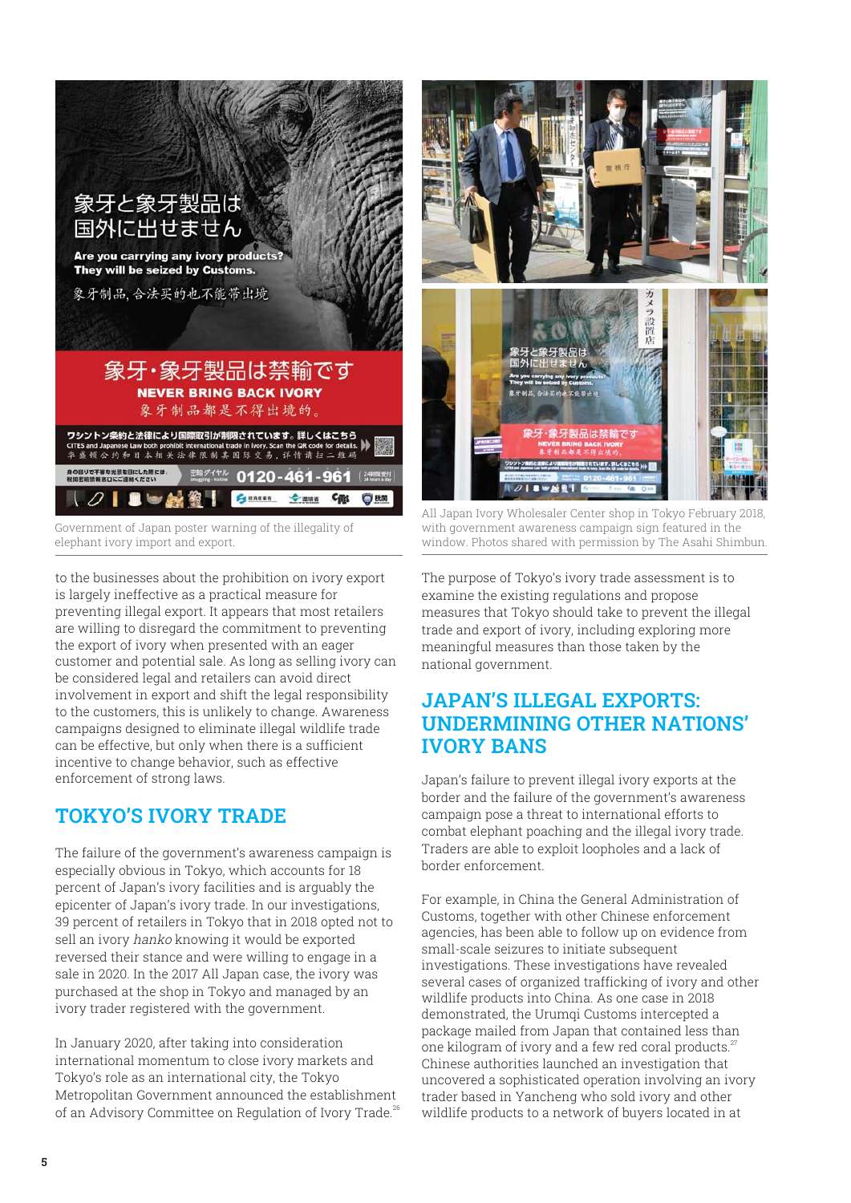Government of Japan poster warning of the illegality of elephant ivory import and export.

All Japan Ivory Wholesaler Center shop in Tokyo February 2018, with government awareness campaign sign featured in the window. Photos shared with permission by The Asahi Shimbun.

to the businesses about the prohibition on ivory export is largely ineffective as a practical measure for preventing illegal export. It appears that most retailers are willing to disregard the commitment to preventing the export of ivory when presented with an eager customer and potential sale. As long as selling ivory can be considered legal and retailers can avoid direct involvement in export and shift the legal responsibility to the customers, this is unlikely to change. Awareness campaigns designed to eliminate illegal wildlife trade can be effective, but only when there is a sufficient incentive to change behavior, such as effective enforcement of strong laws.

## TOKYO'S IVORY TRADE

The failure of the government's awareness campaign is especially obvious in Tokyo, which accounts for 18 percent of Japan's ivory facilities and is arguably the epicenter of Japan's ivory trade. In our investigations, 39 percent of retailers in Tokyo that in 2018 opted not to sell an ivory *hanko* knowing it would be exported reversed their stance and were willing to engage in a sale in 2020. In the 2017 All Japan case, the ivory was purchased at the shop in Tokyo and managed by an ivory trader registered with the government.

In January 2020, after taking into consideration international momentum to close ivory markets and Tokyo's role as an international city, the Tokyo Metropolitan Government announced the establishment of an Advisory Committee on Regulation of Ivory Trade.[26]

The purpose of Tokyo's ivory trade assessment is to examine the existing regulations and propose measures that Tokyo should take to prevent the illegal trade and export of ivory, including exploring more meaningful measures than those taken by the national government.

## JAPAN'S ILLEGAL EXPORTS: UNDERMINING OTHER NATIONS' IVORY BANS

Japan's failure to prevent illegal ivory exports at the border and the failure of the government's awareness campaign pose a threat to international efforts to combat elephant poaching and the illegal ivory trade. Traders are able to exploit loopholes and a lack of border enforcement.

For example, in China the General Administration of Customs, together with other Chinese enforcement agencies, has been able to follow up on evidence from small-scale seizures to initiate subsequent investigations. These investigations have revealed several cases of organized trafficking of ivory and other wildlife products into China. As one case in 2018 demonstrated, the Urumqi Customs intercepted a package mailed from Japan that contained less than one kilogram of ivory and a few red coral products.[27] Chinese authorities launched an investigation that uncovered a sophisticated operation involving an ivory trader based in Yancheng who sold ivory and other wildlife products to a network of buyers located in at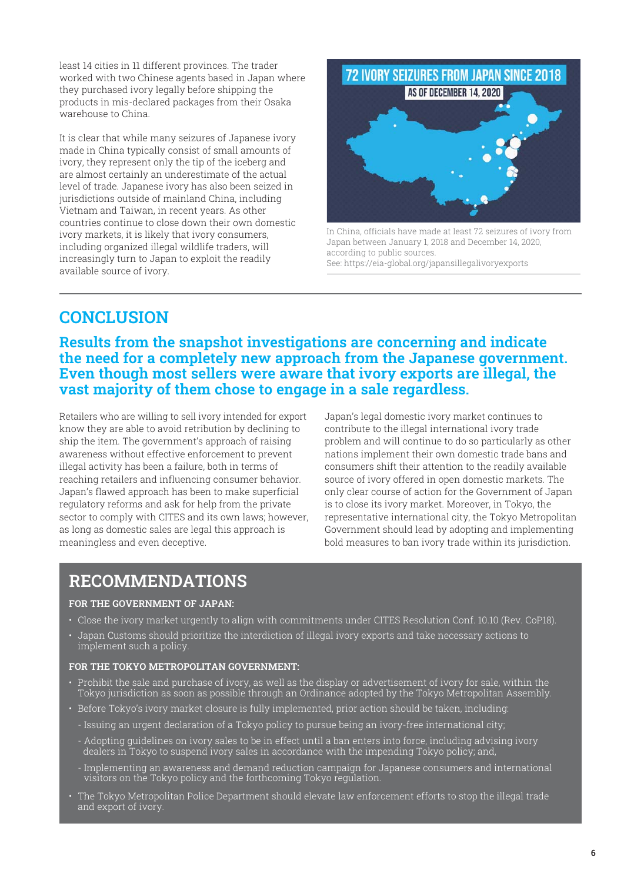least 14 cities in 11 different provinces. The trader worked with two Chinese agents based in Japan where they purchased ivory legally before shipping the products in mis-declared packages from their Osaka warehouse to China.

It is clear that while many seizures of Japanese ivory made in China typically consist of small amounts of ivory, they represent only the tip of the iceberg and are almost certainly an underestimate of the actual level of trade. Japanese ivory has also been seized in jurisdictions outside of mainland China, including Vietnam and Taiwan, in recent years. As other countries continue to close down their own domestic ivory markets, it is likely that ivory consumers, including organized illegal wildlife traders, will increasingly turn to Japan to exploit the readily available source of ivory.

**72 IVORY SEIZURES FROM JAPAN SINCE 2018**

**AS OF DECEMBER 14, 2020**

In China, officials have made at least 72 seizures of ivory from Japan between January 1, 2018 and December 14, 2020, according to public sources.
See: https://eia-global.org/japansillegalivoryexports

## CONCLUSION

### Results from the snapshot investigations are concerning and indicate the need for a completely new approach from the Japanese government. Even though most sellers were aware that ivory exports are illegal, the vast majority of them chose to engage in a sale regardless.

Retailers who are willing to sell ivory intended for export know they are able to avoid retribution by declining to ship the item. The government's approach of raising awareness without effective enforcement to prevent illegal activity has been a failure, both in terms of reaching retailers and influencing consumer behavior. Japan's flawed approach has been to make superficial regulatory reforms and ask for help from the private sector to comply with CITES and its own laws; however, as long as domestic sales are legal this approach is meaningless and even deceptive.

Japan's legal domestic ivory market continues to contribute to the illegal international ivory trade problem and will continue to do so particularly as other nations implement their own domestic trade bans and consumers shift their attention to the readily available source of ivory offered in open domestic markets. The only clear course of action for the Government of Japan is to close its ivory market. Moreover, in Tokyo, the representative international city, the Tokyo Metropolitan Government should lead by adopting and implementing bold measures to ban ivory trade within its jurisdiction.

## RECOMMENDATIONS

**FOR THE GOVERNMENT OF JAPAN:**

- Close the ivory market urgently to align with commitments under CITES Resolution Conf. 10.10 (Rev. CoP18).
- Japan Customs should prioritize the interdiction of illegal ivory exports and take necessary actions to implement such a policy.

**FOR THE TOKYO METROPOLITAN GOVERNMENT:**

- Prohibit the sale and purchase of ivory, as well as the display or advertisement of ivory for sale, within the Tokyo jurisdiction as soon as possible through an Ordinance adopted by the Tokyo Metropolitan Assembly.
- Before Tokyo's ivory market closure is fully implemented, prior action should be taken, including:
  - Issuing an urgent declaration of a Tokyo policy to pursue being an ivory-free international city;
  - Adopting guidelines on ivory sales to be in effect until a ban enters into force, including advising ivory dealers in Tokyo to suspend ivory sales in accordance with the impending Tokyo policy; and,
  - Implementing an awareness and demand reduction campaign for Japanese consumers and international visitors on the Tokyo policy and the forthcoming Tokyo regulation.
- The Tokyo Metropolitan Police Department should elevate law enforcement efforts to stop the illegal trade and export of ivory.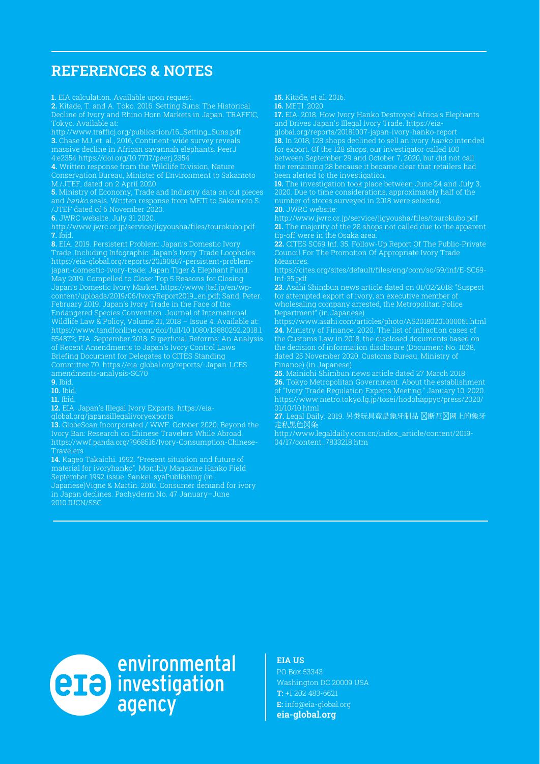## REFERENCES & NOTES

**1.** EIA calculation. Available upon request.
**2.** Kitade, T. and A. Toko. 2016. Setting Suns: The Historical Decline of Ivory and Rhino Horn Markets in Japan. TRAFFIC, Tokyo. Available at:
http://www.trafficj.org/publication/16_Setting_Suns.pdf
**3.** Chase MJ, et. al., 2016, Continent-wide survey reveals massive decline in African savannah elephants. PeerJ 4:e2354 https://doi.org/10.7717/peerj.2354
**4.** Written response from the Wildlife Division, Nature Conservation Bureau, Minister of Environment to Sakamoto M./JTEF, dated on 2 April 2020
**5.** Ministry of Economy, Trade and Industry data on cut pieces and *hanko* seals. Written response from METI to Sakamoto S. /JTEF dated of 6 November 2020.
**6.** JWRC website. July 31 2020.
http://www.jwrc.or.jp/service/jigyousha/files/tourokubo.pdf
**7.** Ibid.
**8.** EIA. 2019. Persistent Problem: Japan's Domestic Ivory Trade. Including Infographic: Japan's Ivory Trade Loopholes. https://eia-global.org/reports/20190807-persistent-problem-japan-domestic-ivory-trade; Japan Tiger & Elephant Fund. May 2019. Compelled to Close: Top 5 Reasons for Closing Japan's Domestic Ivory Market. https://www.jtef.jp/en/wp-content/uploads/2019/06/IvoryReport2019_en.pdf; Sand, Peter. February 2019. Japan's Ivory Trade in the Face of the Endangered Species Convention. Journal of International Wildlife Law & Policy, Volume 21, 2018 – Issue 4. Available at: https://www.tandfonline.com/doi/full/10.1080/13880292.2018.1554872; EIA. September 2018. Superficial Reforms: An Analysis of Recent Amendments to Japan's Ivory Control Laws Briefing Document for Delegates to CITES Standing Committee 70. https://eia-global.org/reports/-Japan-LCES-amendments-analysis-SC70
**9.** Ibid.
**10.** Ibid.
**11.** Ibid.
**12.** EIA. Japan's Illegal Ivory Exports. https://eia-global.org/japansillegalivoryexports
**13.** GlobeScan Incorporated / WWF. October 2020. Beyond the Ivory Ban: Research on Chinese Travelers While Abroad. https://wwf.panda.org/?968516/Ivory-Consumption-Chinese-Travelers
**14.** Kageo Takaichi. 1992. "Present situation and future of material for ivoryhanko". Monthly Magazine Hanko Field September 1992 issue. Sankei-syaPublishing (in Japanese)Vigne & Martin. 2010. Consumer demand for ivory in Japan declines. Pachyderm No. 47 January–June 2010.IUCN/SSC
**15.** Kitade, et al. 2016.
**16.** METI. 2020.
**17.** EIA. 2018. How Ivory Hanko Destroyed Africa's Elephants and Drives Japan's Illegal Ivory Trade. https://eia-global.org/reports/20181007-japan-ivory-hanko-report
**18.** In 2018, 128 shops declined to sell an ivory *hanko* intended for export. Of the 128 shops, our investigator called 100 between September 29 and October 7, 2020, but did not call the remaining 28 because it became clear that retailers had been alerted to the investigation.
**19.** The investigation took place between June 24 and July 3, 2020. Due to time considerations, approximately half of the number of stores surveyed in 2018 were selected.
**20.** JWRC website:
http://www.jwrc.or.jp/service/jigyousha/files/tourokubo.pdf
**21.** The majority of the 28 shops not called due to the apparent tip-off were in the Osaka area.
**22.** CITES SC69 Inf. 35. Follow-Up Report Of The Public-Private Council For The Promotion Of Appropriate Ivory Trade Measures.
https://cites.org/sites/default/files/eng/com/sc/69/inf/E-SC69-Inf-35.pdf
**23.** Asahi Shimbun news article dated on 01/02/2018: "Suspect for attempted export of ivory, an executive member of wholesaling company arrested, the Metropolitan Police Department" (in Japanese)
https://www.asahi.com/articles/photo/AS20180201000061.html
**24.** Ministry of Finance. 2020. The list of infraction cases of the Customs Law in 2018, the disclosed documents based on the decision of information disclosure (Document No. 1028, dated 25 November 2020, Customs Bureau, Ministry of Finance) (in Japanese)
**25.** Mainichi Shimbun news article dated 27 March 2018
**26.** Tokyo Metropolitan Government. About the establishment of "Ivory Trade Regulation Experts Meeting." January 10, 2020. https://www.metro.tokyo.lg.jp/tosei/hodohappyo/press/2020/01/10/10.html
**27.** Legal Daily. 2019. 另类玩具竟是象牙制品 ⊠断互⊠网上的象牙走私黑色⊠条.
http://www.legaldaily.com.cn/index_article/content/2019-04/17/content_7833218.htm

environmental investigation agency

**EIA US**
PO Box 53343
Washington DC 20009 USA
**T:** +1 202 483-6621
**E:** info@eia-global.org
**eia-global.org**